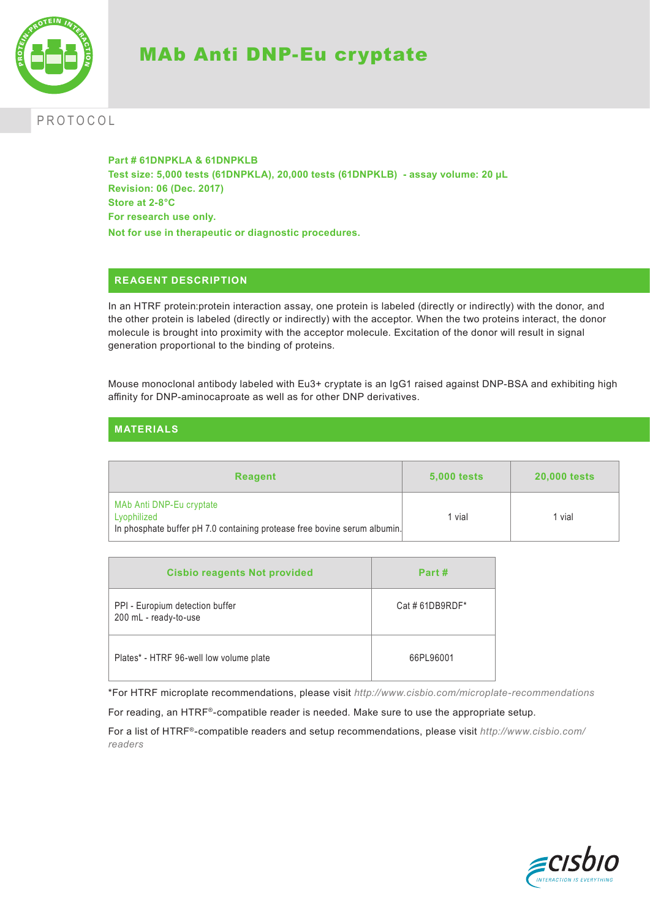# MAb Anti DNP-Eu cryptate

PROTOCOL

**Part # 61DNPKLA & 61DNPKLB**
**Test size: 5,000 tests (61DNPKLA), 20,000 tests (61DNPKLB) - assay volume: 20 µL**
**Revision: 06 (Dec. 2017)**
**Store at 2-8°C**
**For research use only.**
**Not for use in therapeutic or diagnostic procedures.**

## REAGENT DESCRIPTION

In an HTRF protein:protein interaction assay, one protein is labeled (directly or indirectly) with the donor, and the other protein is labeled (directly or indirectly) with the acceptor. When the two proteins interact, the donor molecule is brought into proximity with the acceptor molecule. Excitation of the donor will result in signal generation proportional to the binding of proteins.

Mouse monoclonal antibody labeled with Eu3+ cryptate is an IgG1 raised against DNP-BSA and exhibiting high affinity for DNP-aminocaproate as well as for other DNP derivatives.

## MATERIALS

| Reagent | 5,000 tests | 20,000 tests |
|---|---|---|
| MAb Anti DNP-Eu cryptate<br>Lyophilized<br>In phosphate buffer pH 7.0 containing protease free bovine serum albumin. | 1 vial | 1 vial |

| Cisbio reagents Not provided | Part # |
|---|---|
| PPI - Europium detection buffer<br>200 mL - ready-to-use | Cat # 61DB9RDF* |
| Plates* - HTRF 96-well low volume plate | 66PL96001 |

*For HTRF microplate recommendations, please visit *http://www.cisbio.com/microplate-recommendations*

For reading, an HTRF®-compatible reader is needed. Make sure to use the appropriate setup.

For a list of HTRF®-compatible readers and setup recommendations, please visit *http://www.cisbio.com/readers*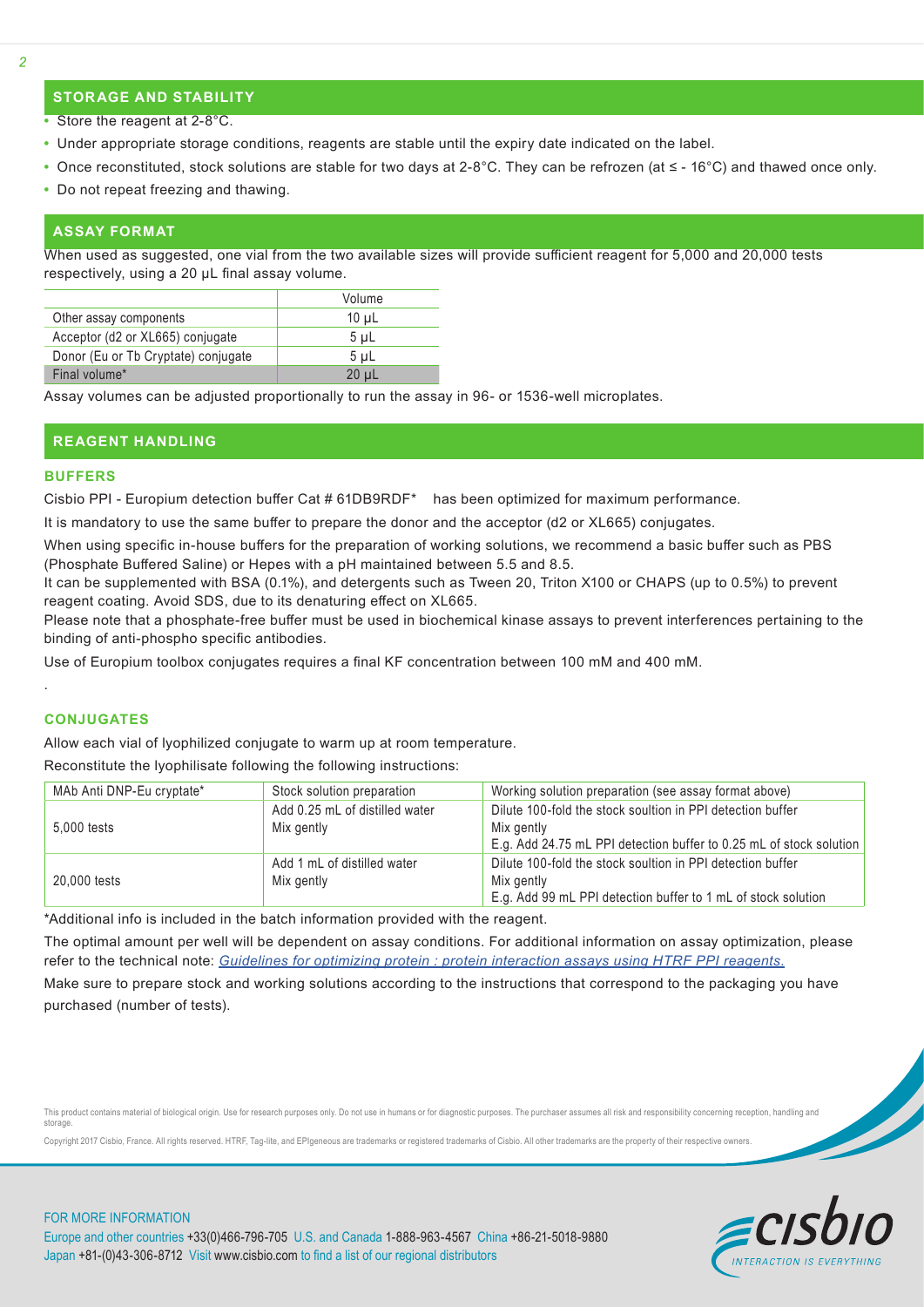## STORAGE AND STABILITY

- Store the reagent at 2-8°C.
- Under appropriate storage conditions, reagents are stable until the expiry date indicated on the label.
- Once reconstituted, stock solutions are stable for two days at 2-8°C. They can be refrozen (at ≤ - 16°C) and thawed once only.
- Do not repeat freezing and thawing.

## ASSAY FORMAT

When used as suggested, one vial from the two available sizes will provide sufficient reagent for 5,000 and 20,000 tests respectively, using a 20 µL final assay volume.

| | Volume |
|---|---|
| Other assay components | 10 µL |
| Acceptor (d2 or XL665) conjugate | 5 µL |
| Donor (Eu or Tb Cryptate) conjugate | 5 µL |
| Final volume* | 20 µL |

Assay volumes can be adjusted proportionally to run the assay in 96- or 1536-well microplates.

## REAGENT HANDLING

### BUFFERS

Cisbio PPI - Europium detection buffer Cat # 61DB9RDF* has been optimized for maximum performance.

It is mandatory to use the same buffer to prepare the donor and the acceptor (d2 or XL665) conjugates.

When using specific in-house buffers for the preparation of working solutions, we recommend a basic buffer such as PBS (Phosphate Buffered Saline) or Hepes with a pH maintained between 5.5 and 8.5.
It can be supplemented with BSA (0.1%), and detergents such as Tween 20, Triton X100 or CHAPS (up to 0.5%) to prevent reagent coating. Avoid SDS, due to its denaturing effect on XL665.
Please note that a phosphate-free buffer must be used in biochemical kinase assays to prevent interferences pertaining to the binding of anti-phospho specific antibodies.

Use of Europium toolbox conjugates requires a final KF concentration between 100 mM and 400 mM.

### CONJUGATES

Allow each vial of lyophilized conjugate to warm up at room temperature.

Reconstitute the lyophilisate following the following instructions:

| MAb Anti DNP-Eu cryptate* | Stock solution preparation | Working solution preparation (see assay format above) |
|---|---|---|
| 5,000 tests | Add 0.25 mL of distilled water<br>Mix gently | Dilute 100-fold the stock soultion in PPI detection buffer<br>Mix gently<br>E.g. Add 24.75 mL PPI detection buffer to 0.25 mL of stock solution |
| 20,000 tests | Add 1 mL of distilled water<br>Mix gently | Dilute 100-fold the stock soultion in PPI detection buffer<br>Mix gently<br>E.g. Add 99 mL PPI detection buffer to 1 mL of stock solution |

*Additional info is included in the batch information provided with the reagent.

The optimal amount per well will be dependent on assay conditions. For additional information on assay optimization, please refer to the technical note: *Guidelines for optimizing protein : protein interaction assays using HTRF PPI reagents.*

Make sure to prepare stock and working solutions according to the instructions that correspond to the packaging you have purchased (number of tests).

This product contains material of biological origin. Use for research purposes only. Do not use in humans or for diagnostic purposes. The purchaser assumes all risk and responsibility concerning reception, handling and storage.

Copyright 2017 Cisbio, France. All rights reserved. HTRF, Tag-lite, and EPIgeneous are trademarks or registered trademarks of Cisbio. All other trademarks are the property of their respective owners.

FOR MORE INFORMATION
Europe and other countries +33(0)466-796-705 U.S. and Canada 1-888-963-4567 China +86-21-5018-9880
Japan +81-(0)43-306-8712 Visit www.cisbio.com to find a list of our regional distributors

cisbio
INTERACTION IS EVERYTHING